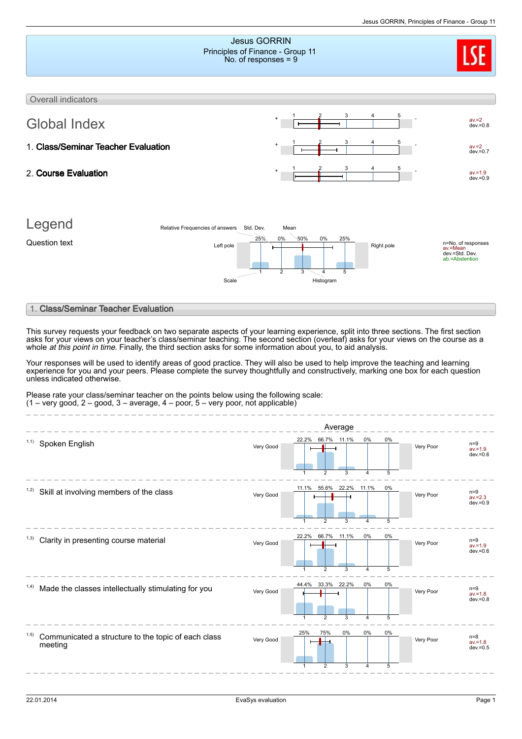# Jesus GORRIN

Principles of Finance - Group 11

No. of responses = 9

## Overall indicators

### Global Index

| | + | 1 | 2 | 3 | 4 | 5 | - | |
|---|---|---|---|---|---|---|---|---|
| Global Index | | | | | | | | av.=2 dev.=0.8 |
| 1. **Class/Seminar Teacher Evaluation** | | | | | | | | av.=2 dev.=0.7 |
| 2. **Course Evaluation** | | | | | | | | av.=1.9 dev.=0.9 |

### Legend

Question text

Relative Frequencies of answers — Std. Dev. — Mean

Left pole: 25% | 0% | 50% | 0% | 25% : Right pole

Scale: 1 2 3 4 5 — Histogram

n=No. of responses
av.=Mean
dev.=Std. Dev.
ab.=Abstention

## 1. Class/Seminar Teacher Evaluation

This survey requests your feedback on two separate aspects of your learning experience, split into three sections. The first section asks for your views on your teacher's class/seminar teaching. The second section (overleaf) asks for your views on the course as a whole *at this point in time.* Finally, the third section asks for some information about you, to aid analysis.

Your responses will be used to identify areas of good practice. They will also be used to help improve the teaching and learning experience for you and your peers. Please complete the survey thoughtfully and constructively, marking one box for each question unless indicated otherwise.

Please rate your class/seminar teacher on the points below using the following scale:
(1 – very good, 2 – good, 3 – average, 4 – poor, 5 – very poor, not applicable)

Average

| Question | Left pole | 1 | 2 | 3 | 4 | 5 | Right pole | Statistics |
|---|---|---|---|---|---|---|---|---|
| 1.1) Spoken English | Very Good | 22.2% | 66.7% | 11.1% | 0% | 0% | Very Poor | n=9 av.=1.9 dev.=0.6 |
| 1.2) Skill at involving members of the class | Very Good | 11.1% | 55.6% | 22.2% | 11.1% | 0% | Very Poor | n=9 av.=2.3 dev.=0.9 |
| 1.3) Clarity in presenting course material | Very Good | 22.2% | 66.7% | 11.1% | 0% | 0% | Very Poor | n=9 av.=1.9 dev.=0.6 |
| 1.4) Made the classes intellectually stimulating for you | Very Good | 44.4% | 33.3% | 22.2% | 0% | 0% | Very Poor | n=9 av.=1.8 dev.=0.8 |
| 1.5) Communicated a structure to the topic of each class meeting | Very Good | 25% | 75% | 0% | 0% | 0% | Very Poor | n=8 av.=1.8 dev.=0.5 |

22.01.2014 — EvaSys evaluation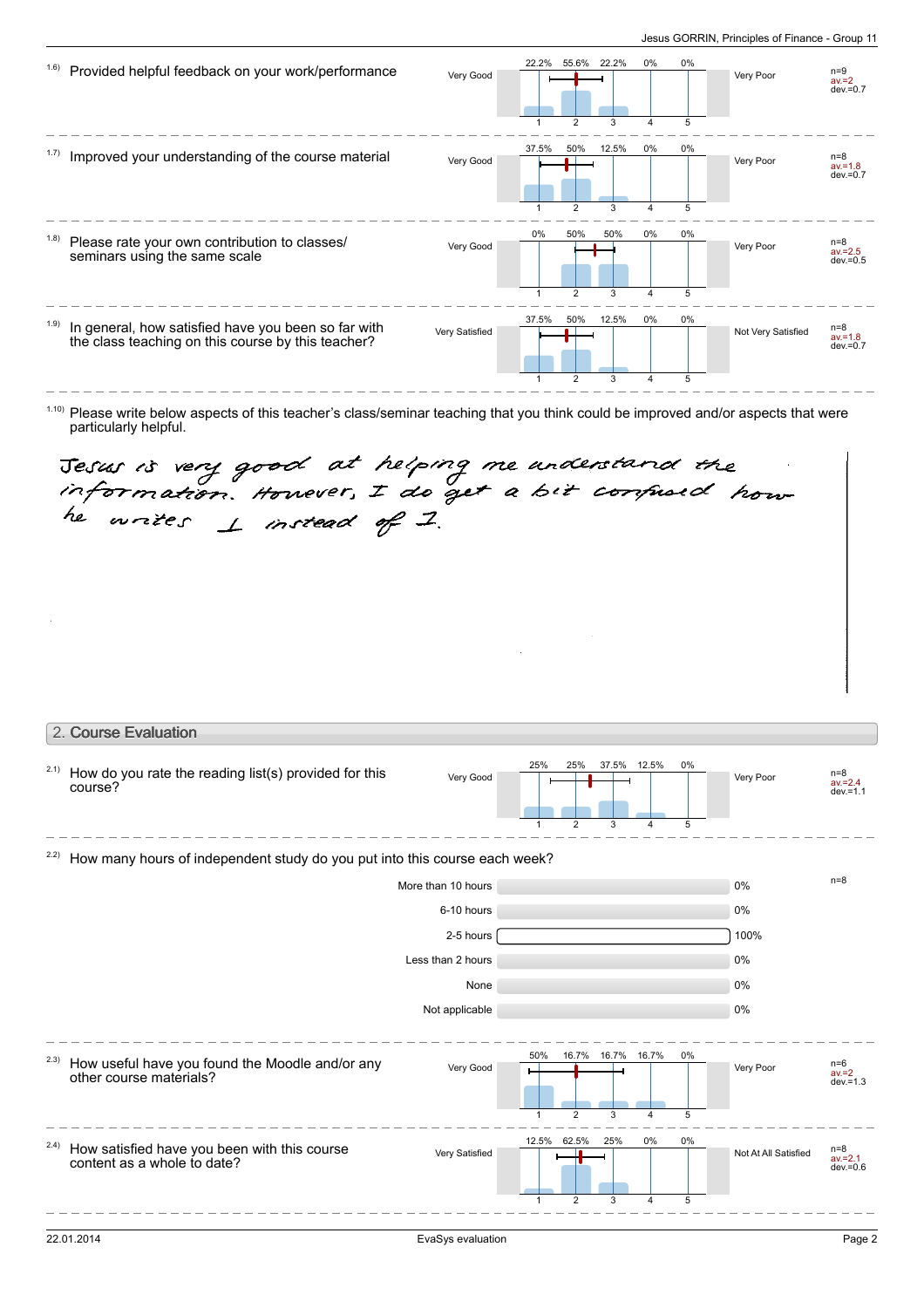1.6) Provided helpful feedback on your work/performance

| Very Good | 1 | 2 | 3 | 4 | 5 | Very Poor | |
|---|---|---|---|---|---|---|---|
| | 22.2% | 55.6% | 22.2% | 0% | 0% | | n=9 av.=2 dev.=0.7 |

1.7) Improved your understanding of the course material

| Very Good | 1 | 2 | 3 | 4 | 5 | Very Poor | |
|---|---|---|---|---|---|---|---|
| | 37.5% | 50% | 12.5% | 0% | 0% | | n=8 av.=1.8 dev.=0.7 |

1.8) Please rate your own contribution to classes/ seminars using the same scale

| Very Good | 1 | 2 | 3 | 4 | 5 | Very Poor | |
|---|---|---|---|---|---|---|---|
| | 0% | 50% | 50% | 0% | 0% | | n=8 av.=2.5 dev.=0.5 |

1.9) In general, how satisfied have you been so far with the class teaching on this course by this teacher?

| Very Satisfied | 1 | 2 | 3 | 4 | 5 | Not Very Satisfied | |
|---|---|---|---|---|---|---|---|
| | 37.5% | 50% | 12.5% | 0% | 0% | | n=8 av.=1.8 dev.=0.7 |

1.10) Please write below aspects of this teacher's class/seminar teaching that you think could be improved and/or aspects that were particularly helpful.

Jesus is very good at helping me understand the information. However, I do get a bit confused how he writes ⊥ instead of I.

## 2. Course Evaluation

2.1) How do you rate the reading list(s) provided for this course?

| Very Good | 1 | 2 | 3 | 4 | 5 | Very Poor | |
|---|---|---|---|---|---|---|---|
| | 25% | 25% | 37.5% | 12.5% | 0% | | n=8 av.=2.4 dev.=1.1 |

2.2) How many hours of independent study do you put into this course each week?

| | | n=8 |
|---|---|---|
| More than 10 hours | 0% | |
| 6-10 hours | 0% | |
| 2-5 hours | 100% | |
| Less than 2 hours | 0% | |
| None | 0% | |
| Not applicable | 0% | |

2.3) How useful have you found the Moodle and/or any other course materials?

| Very Good | 1 | 2 | 3 | 4 | 5 | Very Poor | |
|---|---|---|---|---|---|---|---|
| | 50% | 16.7% | 16.7% | 16.7% | 0% | | n=6 av.=2 dev.=1.3 |

2.4) How satisfied have you been with this course content as a whole to date?

| Very Satisfied | 1 | 2 | 3 | 4 | 5 | Not At All Satisfied | |
|---|---|---|---|---|---|---|---|
| | 12.5% | 62.5% | 25% | 0% | 0% | | n=8 av.=2.1 dev.=0.6 |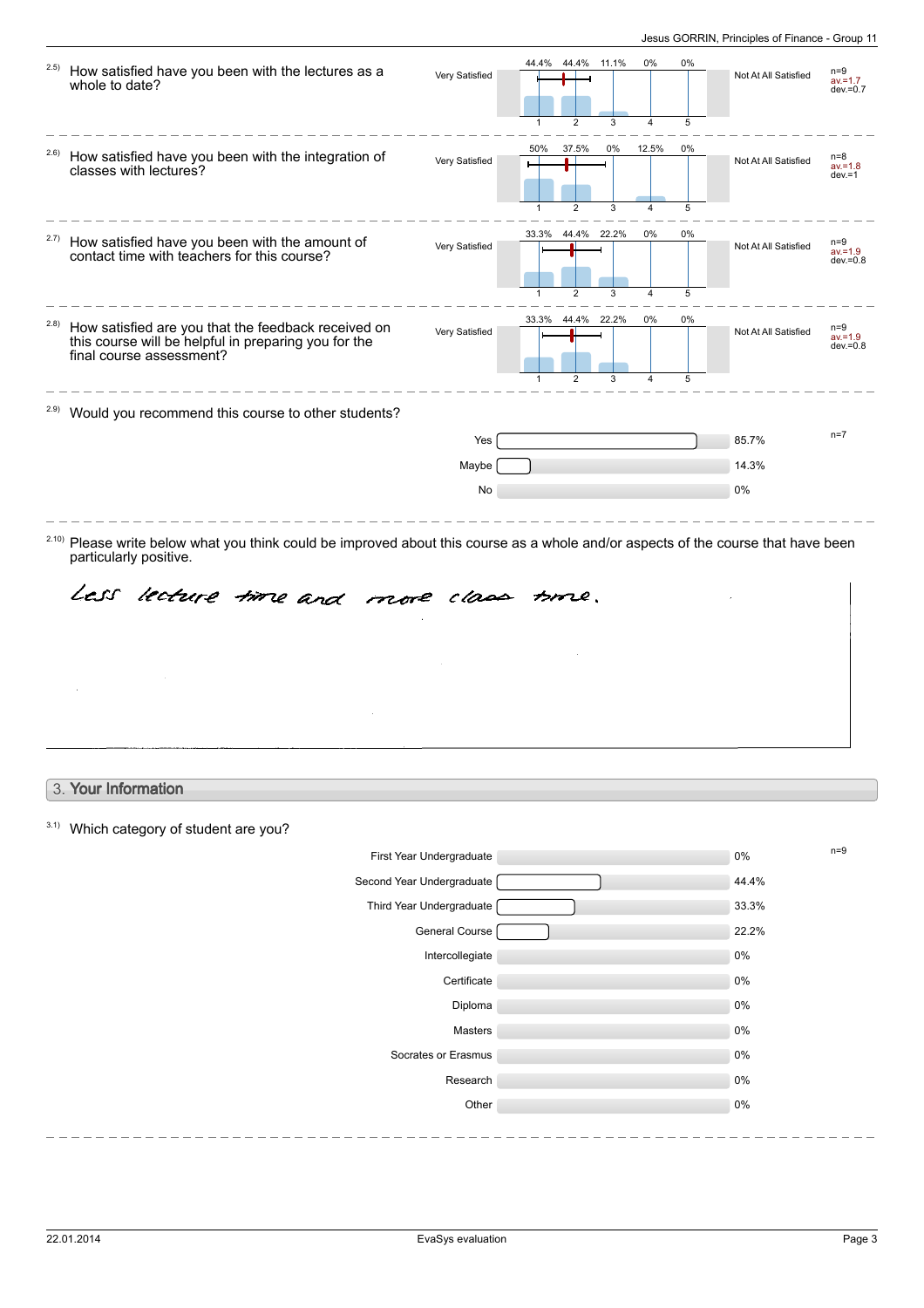2.5) How satisfied have you been with the lectures as a whole to date?

| Very Satisfied | 1 | 2 | 3 | 4 | 5 | Not At All Satisfied | |
|---|---|---|---|---|---|---|---|
| | 44.4% | 44.4% | 11.1% | 0% | 0% | | n=9 av.=1.7 dev.=0.7 |

2.6) How satisfied have you been with the integration of classes with lectures?

| Very Satisfied | 1 | 2 | 3 | 4 | 5 | Not At All Satisfied | |
|---|---|---|---|---|---|---|---|
| | 50% | 37.5% | 0% | 12.5% | 0% | | n=8 av.=1.8 dev.=1 |

2.7) How satisfied have you been with the amount of contact time with teachers for this course?

| Very Satisfied | 1 | 2 | 3 | 4 | 5 | Not At All Satisfied | |
|---|---|---|---|---|---|---|---|
| | 33.3% | 44.4% | 22.2% | 0% | 0% | | n=9 av.=1.9 dev.=0.8 |

2.8) How satisfied are you that the feedback received on this course will be helpful in preparing you for the final course assessment?

| Very Satisfied | 1 | 2 | 3 | 4 | 5 | Not At All Satisfied | |
|---|---|---|---|---|---|---|---|
| | 33.3% | 44.4% | 22.2% | 0% | 0% | | n=9 av.=1.9 dev.=0.8 |

2.9) Would you recommend this course to other students?

| Response | Percentage |
|---|---|
| Yes | 85.7% |
| Maybe | 14.3% |
| No | 0% |

n=7

2.10) Please write below what you think could be improved about this course as a whole and/or aspects of the course that have been particularly positive.

Less lecture time and more class time.

## 3. Your Information

3.1) Which category of student are you?

| Category | Percentage |
|---|---|
| First Year Undergraduate | 0% |
| Second Year Undergraduate | 44.4% |
| Third Year Undergraduate | 33.3% |
| General Course | 22.2% |
| Intercollegiate | 0% |
| Certificate | 0% |
| Diploma | 0% |
| Masters | 0% |
| Socrates or Erasmus | 0% |
| Research | 0% |
| Other | 0% |

n=9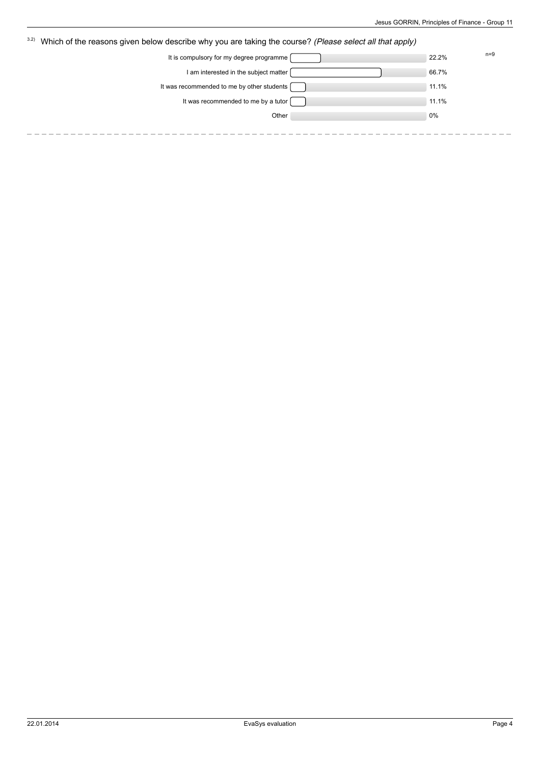3.2) Which of the reasons given below describe why you are taking the course? *(Please select all that apply)*

n=9

| Reason | Percentage |
| --- | --- |
| It is compulsory for my degree programme | 22.2% |
| I am interested in the subject matter | 66.7% |
| It was recommended to me by other students | 11.1% |
| It was recommended to me by a tutor | 11.1% |
| Other | 0% |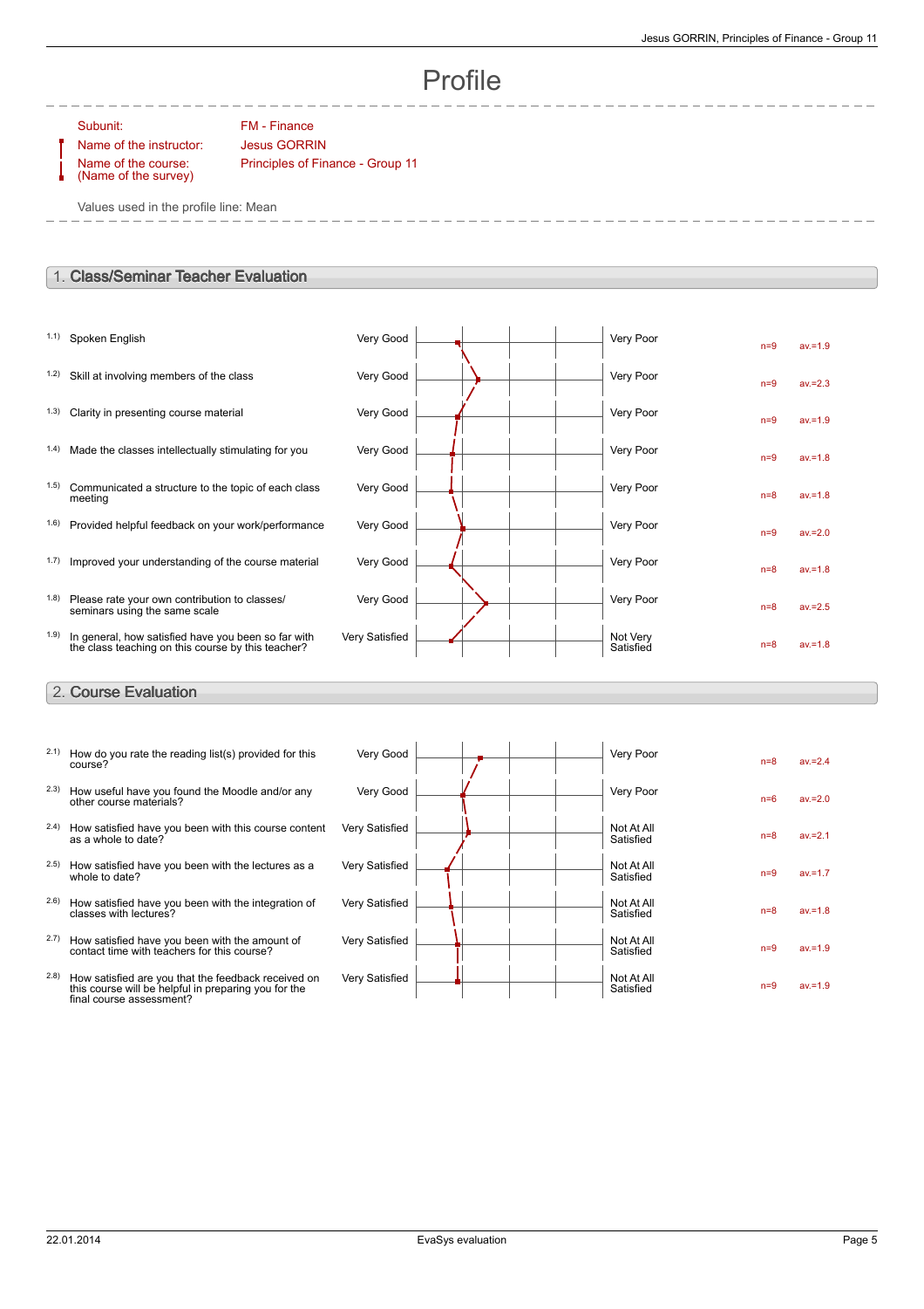# Profile

Subunit: FM - Finance
Name of the instructor: Jesus GORRIN
Name of the course: (Name of the survey) Principles of Finance - Group 11

Values used in the profile line: Mean

## 1. Class/Seminar Teacher Evaluation

1.1) Spoken English
Very Good — Very Poor
n=9 av.=1.9

1.2) Skill at involving members of the class
Very Good — Very Poor
n=9 av.=2.3

1.3) Clarity in presenting course material
Very Good — Very Poor
n=9 av.=1.9

1.4) Made the classes intellectually stimulating for you
Very Good — Very Poor
n=9 av.=1.8

1.5) Communicated a structure to the topic of each class meeting
Very Good — Very Poor
n=8 av.=1.8

1.6) Provided helpful feedback on your work/performance
Very Good — Very Poor
n=9 av.=2.0

1.7) Improved your understanding of the course material
Very Good — Very Poor
n=8 av.=1.8

1.8) Please rate your own contribution to classes/ seminars using the same scale
Very Good — Very Poor
n=8 av.=2.5

1.9) In general, how satisfied have you been so far with the class teaching on this course by this teacher?
Very Satisfied — Not Very Satisfied
n=8 av.=1.8

## 2. Course Evaluation

2.1) How do you rate the reading list(s) provided for this course?
Very Good — Very Poor
n=8 av.=2.4

2.3) How useful have you found the Moodle and/or any other course materials?
Very Good — Very Poor
n=6 av.=2.0

2.4) How satisfied have you been with this course content as a whole to date?
Very Satisfied — Not At All Satisfied
n=8 av.=2.1

2.5) How satisfied have you been with the lectures as a whole to date?
Very Satisfied — Not At All Satisfied
n=9 av.=1.7

2.6) How satisfied have you been with the integration of classes with lectures?
Very Satisfied — Not At All Satisfied
n=8 av.=1.8

2.7) How satisfied have you been with the amount of contact time with teachers for this course?
Very Satisfied — Not At All Satisfied
n=9 av.=1.9

2.8) How satisfied are you that the feedback received on this course will be helpful in preparing you for the final course assessment?
Very Satisfied — Not At All Satisfied
n=9 av.=1.9